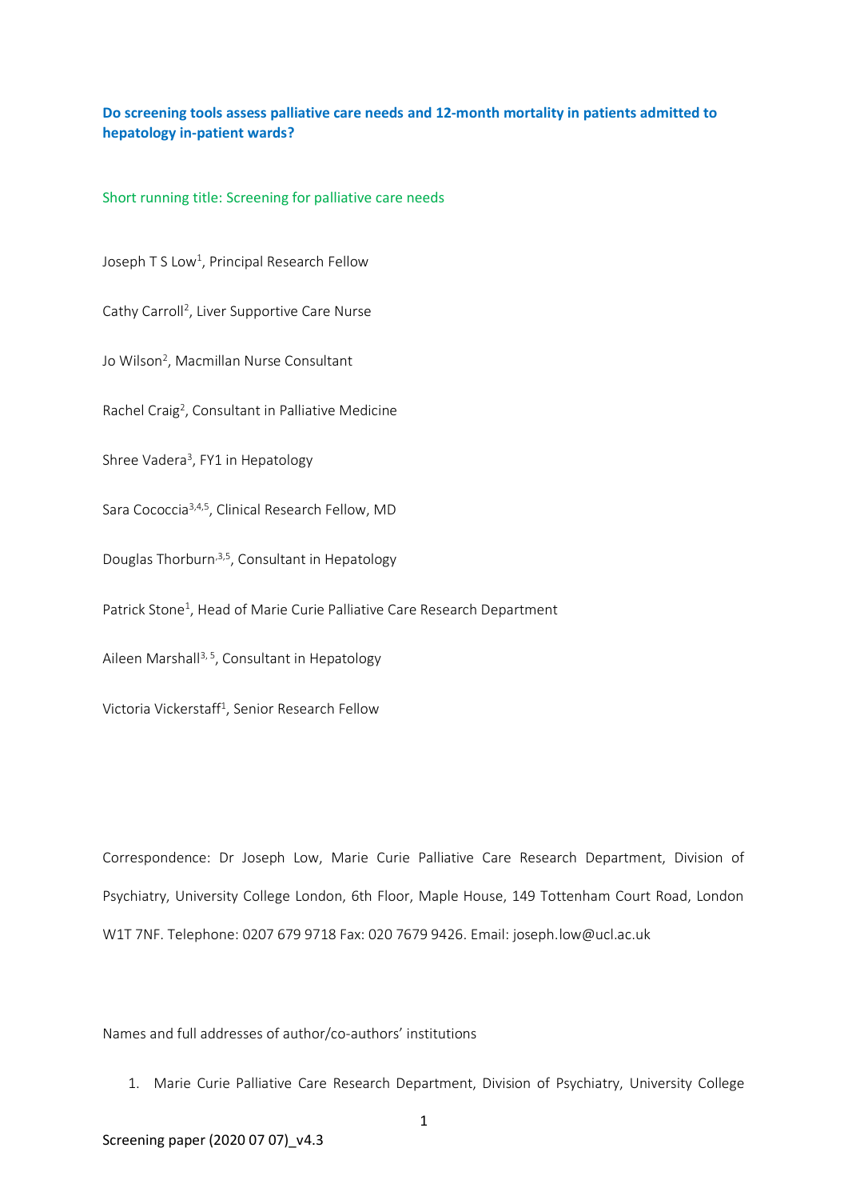**Do screening tools assess palliative care needs and 12-month mortality in patients admitted to hepatology in-patient wards?**

Short running title: Screening for palliative care needs

Joseph T S Low[1], Principal Research Fellow

Cathy Carroll[2], Liver Supportive Care Nurse

Jo Wilson[2], Macmillan Nurse Consultant

Rachel Craig[2], Consultant in Palliative Medicine

Shree Vadera[3], FY1 in Hepatology

Sara Cococcia[3,4,5], Clinical Research Fellow, MD

Douglas Thorburn[3,5], Consultant in Hepatology

Patrick Stone[1], Head of Marie Curie Palliative Care Research Department

Aileen Marshall[3,5], Consultant in Hepatology

Victoria Vickerstaff[1], Senior Research Fellow

Correspondence: Dr Joseph Low, Marie Curie Palliative Care Research Department, Division of Psychiatry, University College London, 6th Floor, Maple House, 149 Tottenham Court Road, London W1T 7NF. Telephone: 0207 679 9718 Fax: 020 7679 9426. Email: joseph.low@ucl.ac.uk

Names and full addresses of author/co-authors' institutions

1. Marie Curie Palliative Care Research Department, Division of Psychiatry, University College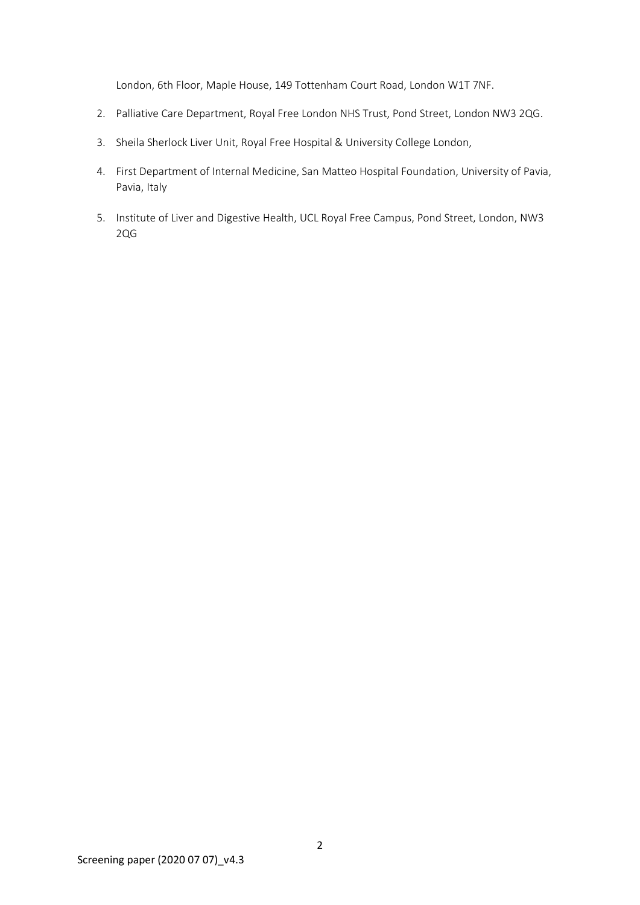London, 6th Floor, Maple House, 149 Tottenham Court Road, London W1T 7NF.

2. Palliative Care Department, Royal Free London NHS Trust, Pond Street, London NW3 2QG.
3. Sheila Sherlock Liver Unit, Royal Free Hospital & University College London,
4. First Department of Internal Medicine, San Matteo Hospital Foundation, University of Pavia, Pavia, Italy
5. Institute of Liver and Digestive Health, UCL Royal Free Campus, Pond Street, London, NW3 2QG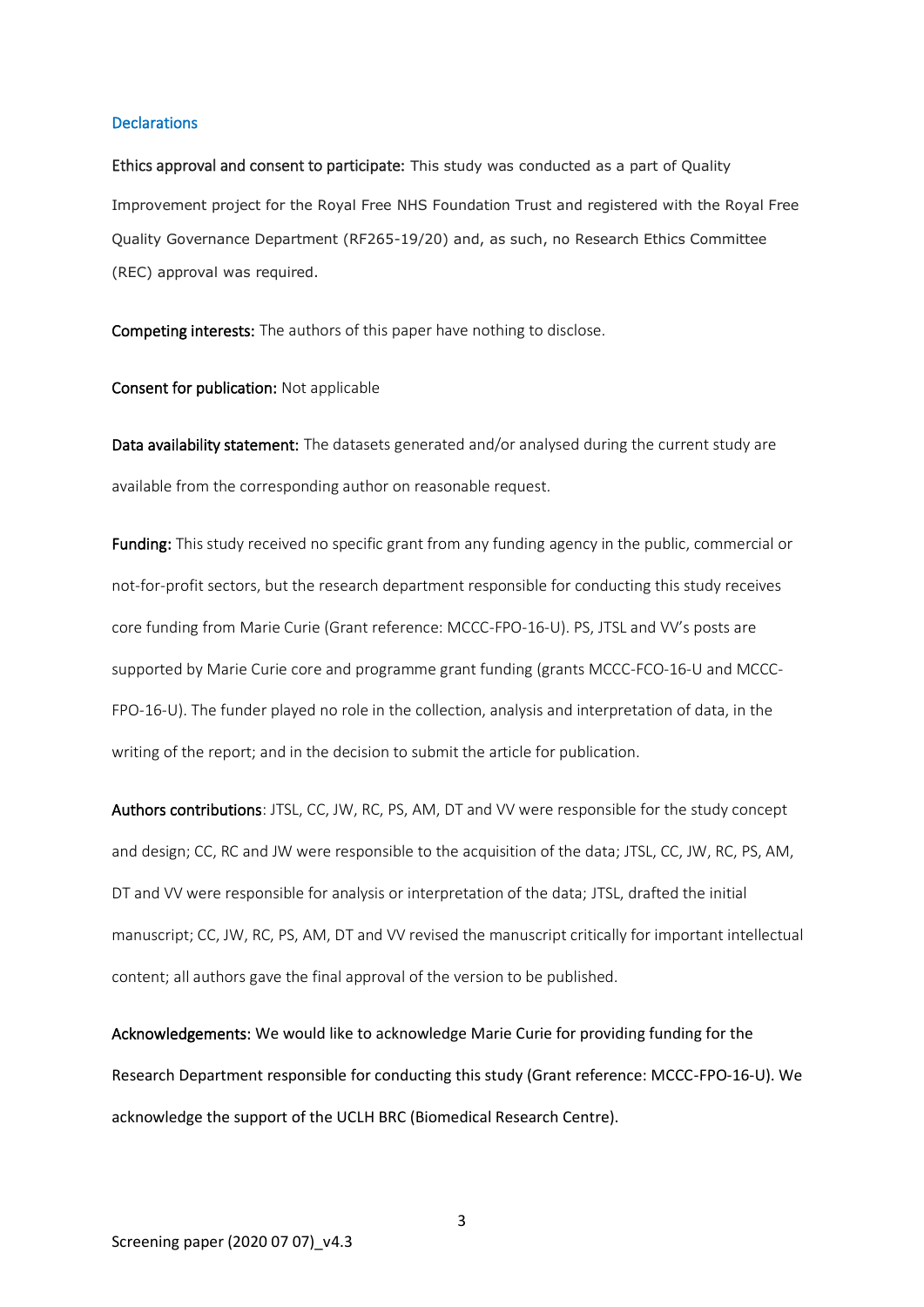## Declarations

**Ethics approval and consent to participate:** This study was conducted as a part of Quality Improvement project for the Royal Free NHS Foundation Trust and registered with the Royal Free Quality Governance Department (RF265-19/20) and, as such, no Research Ethics Committee (REC) approval was required.

**Competing interests:** The authors of this paper have nothing to disclose.

**Consent for publication:** Not applicable

**Data availability statement:** The datasets generated and/or analysed during the current study are available from the corresponding author on reasonable request.

**Funding:** This study received no specific grant from any funding agency in the public, commercial or not-for-profit sectors, but the research department responsible for conducting this study receives core funding from Marie Curie (Grant reference: MCCC-FPO-16-U). PS, JTSL and VV's posts are supported by Marie Curie core and programme grant funding (grants MCCC-FCO-16-U and MCCC-FPO-16-U). The funder played no role in the collection, analysis and interpretation of data, in the writing of the report; and in the decision to submit the article for publication.

**Authors contributions**: JTSL, CC, JW, RC, PS, AM, DT and VV were responsible for the study concept and design; CC, RC and JW were responsible to the acquisition of the data; JTSL, CC, JW, RC, PS, AM, DT and VV were responsible for analysis or interpretation of the data; JTSL, drafted the initial manuscript; CC, JW, RC, PS, AM, DT and VV revised the manuscript critically for important intellectual content; all authors gave the final approval of the version to be published.

**Acknowledgements:** We would like to acknowledge Marie Curie for providing funding for the Research Department responsible for conducting this study (Grant reference: MCCC-FPO-16-U). We acknowledge the support of the UCLH BRC (Biomedical Research Centre).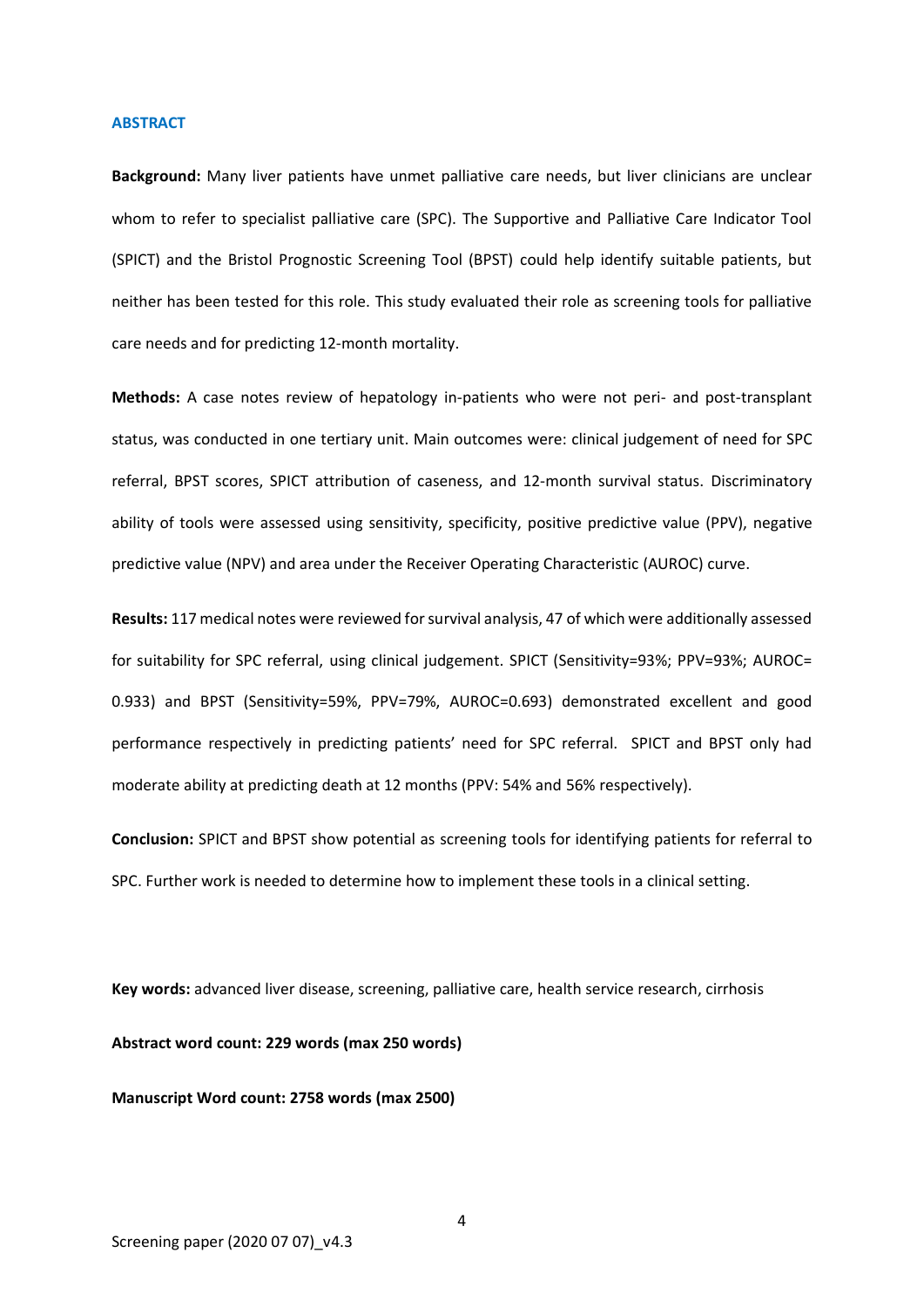## ABSTRACT

**Background:** Many liver patients have unmet palliative care needs, but liver clinicians are unclear whom to refer to specialist palliative care (SPC). The Supportive and Palliative Care Indicator Tool (SPICT) and the Bristol Prognostic Screening Tool (BPST) could help identify suitable patients, but neither has been tested for this role. This study evaluated their role as screening tools for palliative care needs and for predicting 12-month mortality.

**Methods:** A case notes review of hepatology in-patients who were not peri- and post-transplant status, was conducted in one tertiary unit. Main outcomes were: clinical judgement of need for SPC referral, BPST scores, SPICT attribution of caseness, and 12-month survival status. Discriminatory ability of tools were assessed using sensitivity, specificity, positive predictive value (PPV), negative predictive value (NPV) and area under the Receiver Operating Characteristic (AUROC) curve.

**Results:** 117 medical notes were reviewed for survival analysis, 47 of which were additionally assessed for suitability for SPC referral, using clinical judgement. SPICT (Sensitivity=93%; PPV=93%; AUROC= 0.933) and BPST (Sensitivity=59%, PPV=79%, AUROC=0.693) demonstrated excellent and good performance respectively in predicting patients' need for SPC referral. SPICT and BPST only had moderate ability at predicting death at 12 months (PPV: 54% and 56% respectively).

**Conclusion:** SPICT and BPST show potential as screening tools for identifying patients for referral to SPC. Further work is needed to determine how to implement these tools in a clinical setting.

**Key words:** advanced liver disease, screening, palliative care, health service research, cirrhosis

**Abstract word count: 229 words (max 250 words)**

**Manuscript Word count: 2758 words (max 2500)**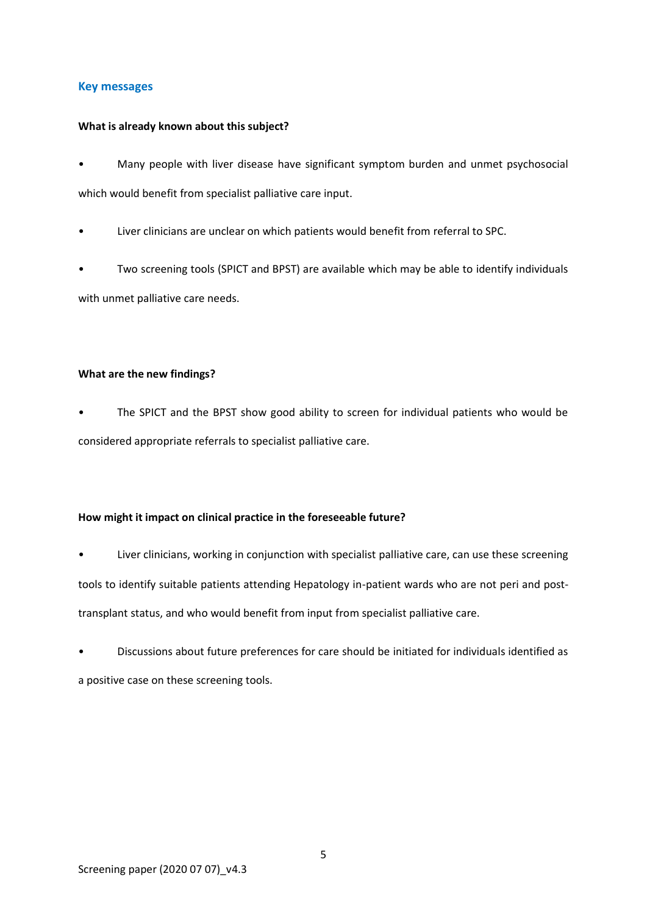## Key messages

**What is already known about this subject?**

- Many people with liver disease have significant symptom burden and unmet psychosocial which would benefit from specialist palliative care input.
- Liver clinicians are unclear on which patients would benefit from referral to SPC.
- Two screening tools (SPICT and BPST) are available which may be able to identify individuals with unmet palliative care needs.

**What are the new findings?**

- The SPICT and the BPST show good ability to screen for individual patients who would be considered appropriate referrals to specialist palliative care.

**How might it impact on clinical practice in the foreseeable future?**

- Liver clinicians, working in conjunction with specialist palliative care, can use these screening tools to identify suitable patients attending Hepatology in-patient wards who are not peri and post-transplant status, and who would benefit from input from specialist palliative care.
- Discussions about future preferences for care should be initiated for individuals identified as a positive case on these screening tools.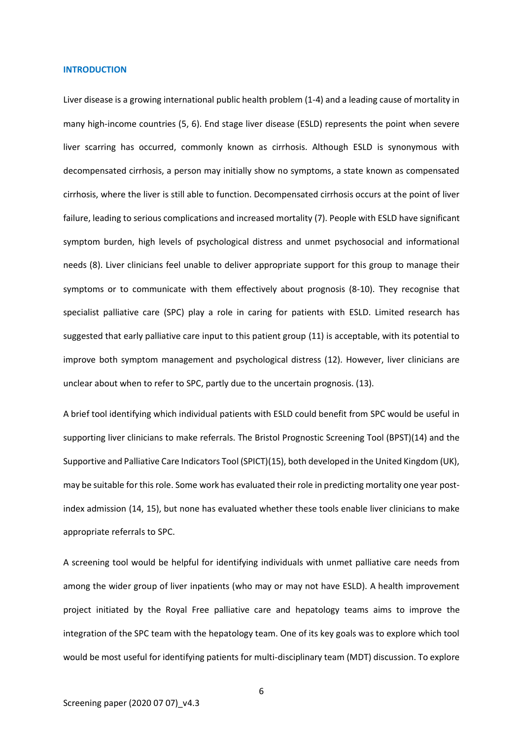## INTRODUCTION

Liver disease is a growing international public health problem (1-4) and a leading cause of mortality in many high-income countries (5, 6). End stage liver disease (ESLD) represents the point when severe liver scarring has occurred, commonly known as cirrhosis. Although ESLD is synonymous with decompensated cirrhosis, a person may initially show no symptoms, a state known as compensated cirrhosis, where the liver is still able to function. Decompensated cirrhosis occurs at the point of liver failure, leading to serious complications and increased mortality (7). People with ESLD have significant symptom burden, high levels of psychological distress and unmet psychosocial and informational needs (8). Liver clinicians feel unable to deliver appropriate support for this group to manage their symptoms or to communicate with them effectively about prognosis (8-10). They recognise that specialist palliative care (SPC) play a role in caring for patients with ESLD. Limited research has suggested that early palliative care input to this patient group (11) is acceptable, with its potential to improve both symptom management and psychological distress (12). However, liver clinicians are unclear about when to refer to SPC, partly due to the uncertain prognosis. (13).

A brief tool identifying which individual patients with ESLD could benefit from SPC would be useful in supporting liver clinicians to make referrals. The Bristol Prognostic Screening Tool (BPST)(14) and the Supportive and Palliative Care Indicators Tool (SPICT)(15), both developed in the United Kingdom (UK), may be suitable for this role. Some work has evaluated their role in predicting mortality one year post-index admission (14, 15), but none has evaluated whether these tools enable liver clinicians to make appropriate referrals to SPC.

A screening tool would be helpful for identifying individuals with unmet palliative care needs from among the wider group of liver inpatients (who may or may not have ESLD). A health improvement project initiated by the Royal Free palliative care and hepatology teams aims to improve the integration of the SPC team with the hepatology team. One of its key goals was to explore which tool would be most useful for identifying patients for multi-disciplinary team (MDT) discussion. To explore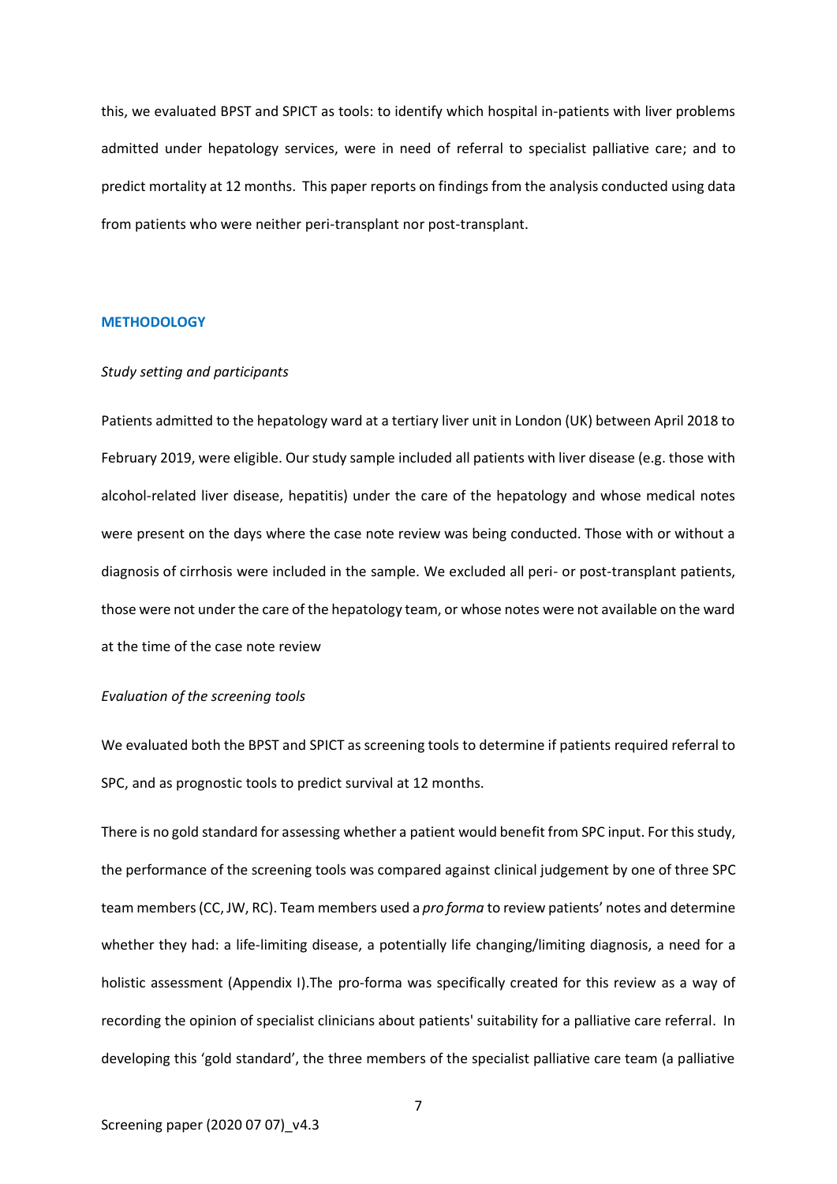this, we evaluated BPST and SPICT as tools: to identify which hospital in-patients with liver problems admitted under hepatology services, were in need of referral to specialist palliative care; and to predict mortality at 12 months. This paper reports on findings from the analysis conducted using data from patients who were neither peri-transplant nor post-transplant.

## METHODOLOGY

### *Study setting and participants*

Patients admitted to the hepatology ward at a tertiary liver unit in London (UK) between April 2018 to February 2019, were eligible. Our study sample included all patients with liver disease (e.g. those with alcohol-related liver disease, hepatitis) under the care of the hepatology and whose medical notes were present on the days where the case note review was being conducted. Those with or without a diagnosis of cirrhosis were included in the sample. We excluded all peri- or post-transplant patients, those were not under the care of the hepatology team, or whose notes were not available on the ward at the time of the case note review

### *Evaluation of the screening tools*

We evaluated both the BPST and SPICT as screening tools to determine if patients required referral to SPC, and as prognostic tools to predict survival at 12 months.

There is no gold standard for assessing whether a patient would benefit from SPC input. For this study, the performance of the screening tools was compared against clinical judgement by one of three SPC team members (CC, JW, RC). Team members used a *pro forma* to review patients' notes and determine whether they had: a life-limiting disease, a potentially life changing/limiting diagnosis, a need for a holistic assessment (Appendix I).The pro-forma was specifically created for this review as a way of recording the opinion of specialist clinicians about patients' suitability for a palliative care referral. In developing this 'gold standard', the three members of the specialist palliative care team (a palliative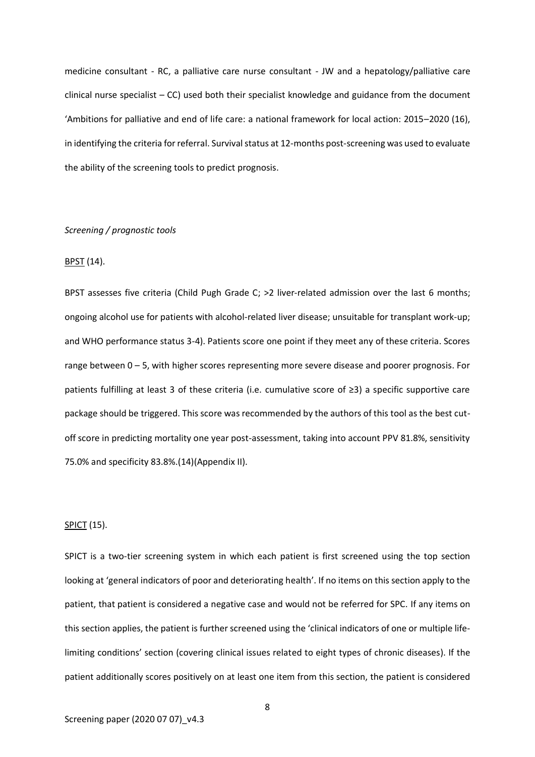medicine consultant - RC, a palliative care nurse consultant - JW and a hepatology/palliative care clinical nurse specialist – CC) used both their specialist knowledge and guidance from the document 'Ambitions for palliative and end of life care: a national framework for local action: 2015–2020 (16), in identifying the criteria for referral. Survival status at 12-months post-screening was used to evaluate the ability of the screening tools to predict prognosis.

*Screening / prognostic tools*

<u>BPST</u> (14).

BPST assesses five criteria (Child Pugh Grade C; >2 liver-related admission over the last 6 months; ongoing alcohol use for patients with alcohol-related liver disease; unsuitable for transplant work-up; and WHO performance status 3-4). Patients score one point if they meet any of these criteria. Scores range between 0 – 5, with higher scores representing more severe disease and poorer prognosis. For patients fulfilling at least 3 of these criteria (i.e. cumulative score of ≥3) a specific supportive care package should be triggered. This score was recommended by the authors of this tool as the best cut-off score in predicting mortality one year post-assessment, taking into account PPV 81.8%, sensitivity 75.0% and specificity 83.8%.(14)(Appendix II).

<u>SPICT</u> (15).

SPICT is a two-tier screening system in which each patient is first screened using the top section looking at 'general indicators of poor and deteriorating health'. If no items on this section apply to the patient, that patient is considered a negative case and would not be referred for SPC. If any items on this section applies, the patient is further screened using the 'clinical indicators of one or multiple life-limiting conditions' section (covering clinical issues related to eight types of chronic diseases). If the patient additionally scores positively on at least one item from this section, the patient is considered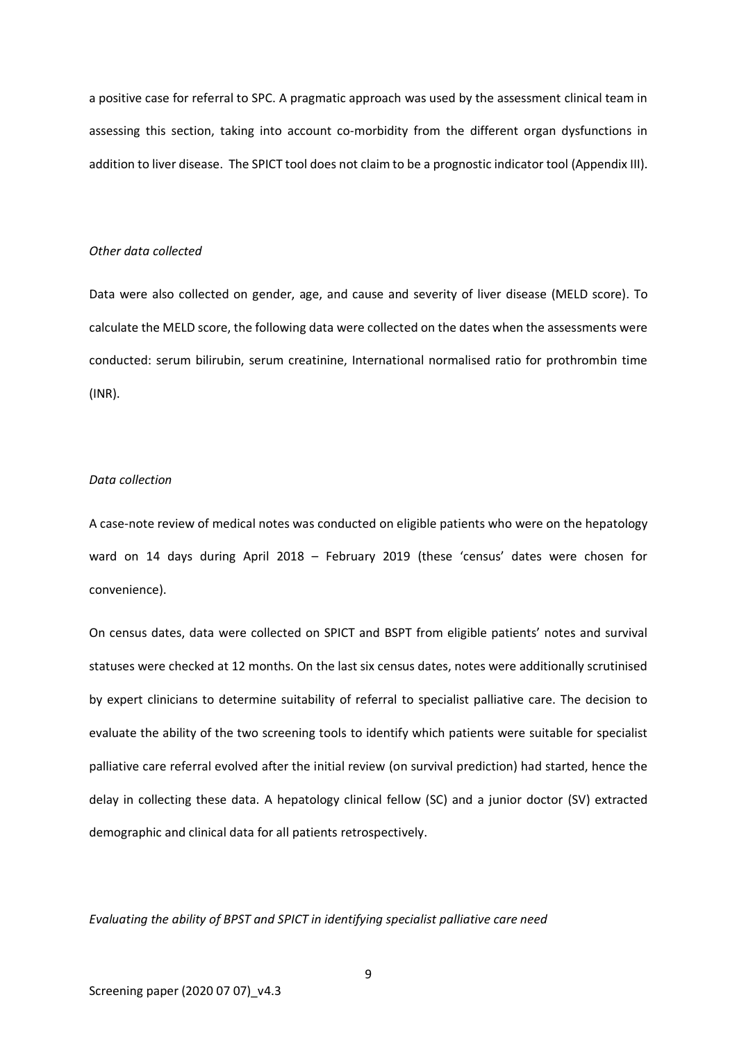a positive case for referral to SPC. A pragmatic approach was used by the assessment clinical team in assessing this section, taking into account co-morbidity from the different organ dysfunctions in addition to liver disease. The SPICT tool does not claim to be a prognostic indicator tool (Appendix III).

*Other data collected*

Data were also collected on gender, age, and cause and severity of liver disease (MELD score). To calculate the MELD score, the following data were collected on the dates when the assessments were conducted: serum bilirubin, serum creatinine, International normalised ratio for prothrombin time (INR).

*Data collection*

A case-note review of medical notes was conducted on eligible patients who were on the hepatology ward on 14 days during April 2018 – February 2019 (these 'census' dates were chosen for convenience).

On census dates, data were collected on SPICT and BSPT from eligible patients' notes and survival statuses were checked at 12 months. On the last six census dates, notes were additionally scrutinised by expert clinicians to determine suitability of referral to specialist palliative care. The decision to evaluate the ability of the two screening tools to identify which patients were suitable for specialist palliative care referral evolved after the initial review (on survival prediction) had started, hence the delay in collecting these data. A hepatology clinical fellow (SC) and a junior doctor (SV) extracted demographic and clinical data for all patients retrospectively.

*Evaluating the ability of BPST and SPICT in identifying specialist palliative care need*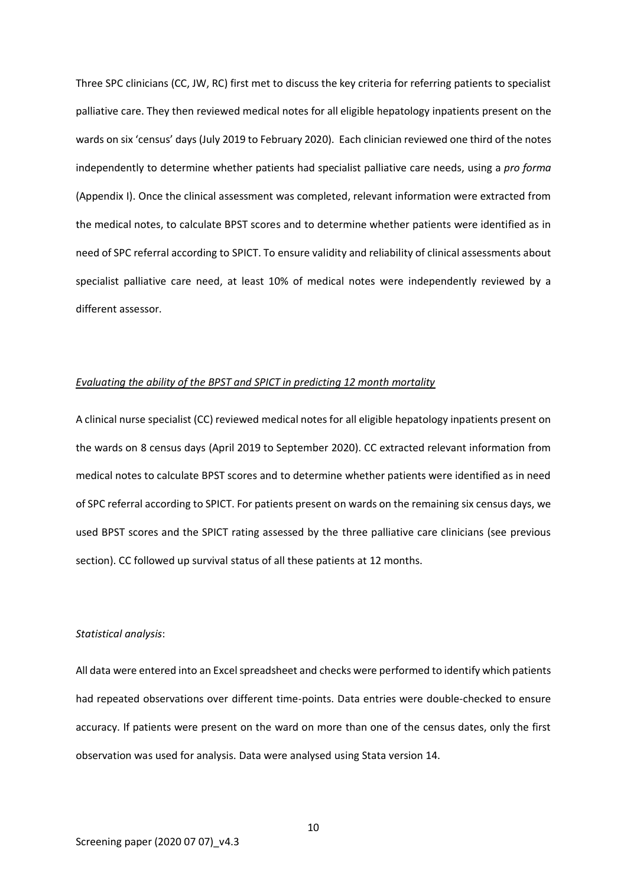Three SPC clinicians (CC, JW, RC) first met to discuss the key criteria for referring patients to specialist palliative care. They then reviewed medical notes for all eligible hepatology inpatients present on the wards on six 'census' days (July 2019 to February 2020). Each clinician reviewed one third of the notes independently to determine whether patients had specialist palliative care needs, using a *pro forma* (Appendix I). Once the clinical assessment was completed, relevant information were extracted from the medical notes, to calculate BPST scores and to determine whether patients were identified as in need of SPC referral according to SPICT. To ensure validity and reliability of clinical assessments about specialist palliative care need, at least 10% of medical notes were independently reviewed by a different assessor.

*Evaluating the ability of the BPST and SPICT in predicting 12 month mortality*

A clinical nurse specialist (CC) reviewed medical notes for all eligible hepatology inpatients present on the wards on 8 census days (April 2019 to September 2020). CC extracted relevant information from medical notes to calculate BPST scores and to determine whether patients were identified as in need of SPC referral according to SPICT. For patients present on wards on the remaining six census days, we used BPST scores and the SPICT rating assessed by the three palliative care clinicians (see previous section). CC followed up survival status of all these patients at 12 months.

*Statistical analysis*:

All data were entered into an Excel spreadsheet and checks were performed to identify which patients had repeated observations over different time-points. Data entries were double-checked to ensure accuracy. If patients were present on the ward on more than one of the census dates, only the first observation was used for analysis. Data were analysed using Stata version 14.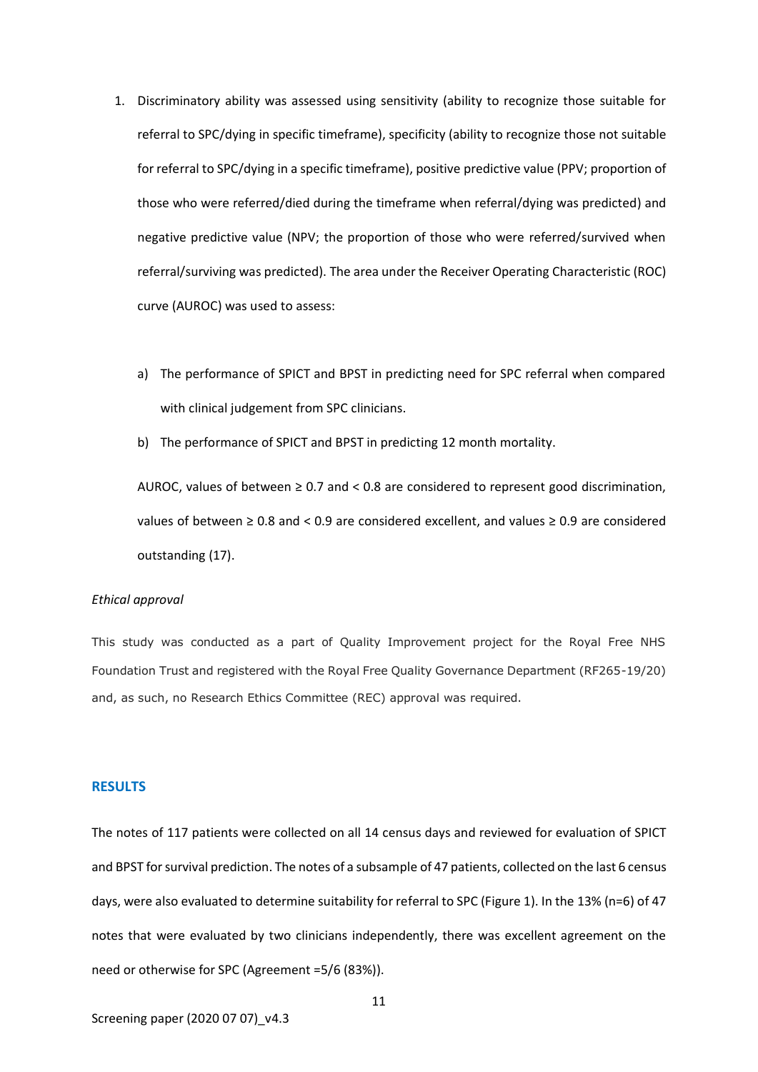1. Discriminatory ability was assessed using sensitivity (ability to recognize those suitable for referral to SPC/dying in specific timeframe), specificity (ability to recognize those not suitable for referral to SPC/dying in a specific timeframe), positive predictive value (PPV; proportion of those who were referred/died during the timeframe when referral/dying was predicted) and negative predictive value (NPV; the proportion of those who were referred/survived when referral/surviving was predicted). The area under the Receiver Operating Characteristic (ROC) curve (AUROC) was used to assess:

   a) The performance of SPICT and BPST in predicting need for SPC referral when compared with clinical judgement from SPC clinicians.

   b) The performance of SPICT and BPST in predicting 12 month mortality.

   AUROC, values of between $\geq 0.7$ and $< 0.8$ are considered to represent good discrimination, values of between $\geq 0.8$ and $< 0.9$ are considered excellent, and values $\geq 0.9$ are considered outstanding (17).

*Ethical approval*

This study was conducted as a part of Quality Improvement project for the Royal Free NHS Foundation Trust and registered with the Royal Free Quality Governance Department (RF265-19/20) and, as such, no Research Ethics Committee (REC) approval was required.

## RESULTS

The notes of 117 patients were collected on all 14 census days and reviewed for evaluation of SPICT and BPST for survival prediction. The notes of a subsample of 47 patients, collected on the last 6 census days, were also evaluated to determine suitability for referral to SPC (Figure 1). In the 13% (n=6) of 47 notes that were evaluated by two clinicians independently, there was excellent agreement on the need or otherwise for SPC (Agreement =5/6 (83%)).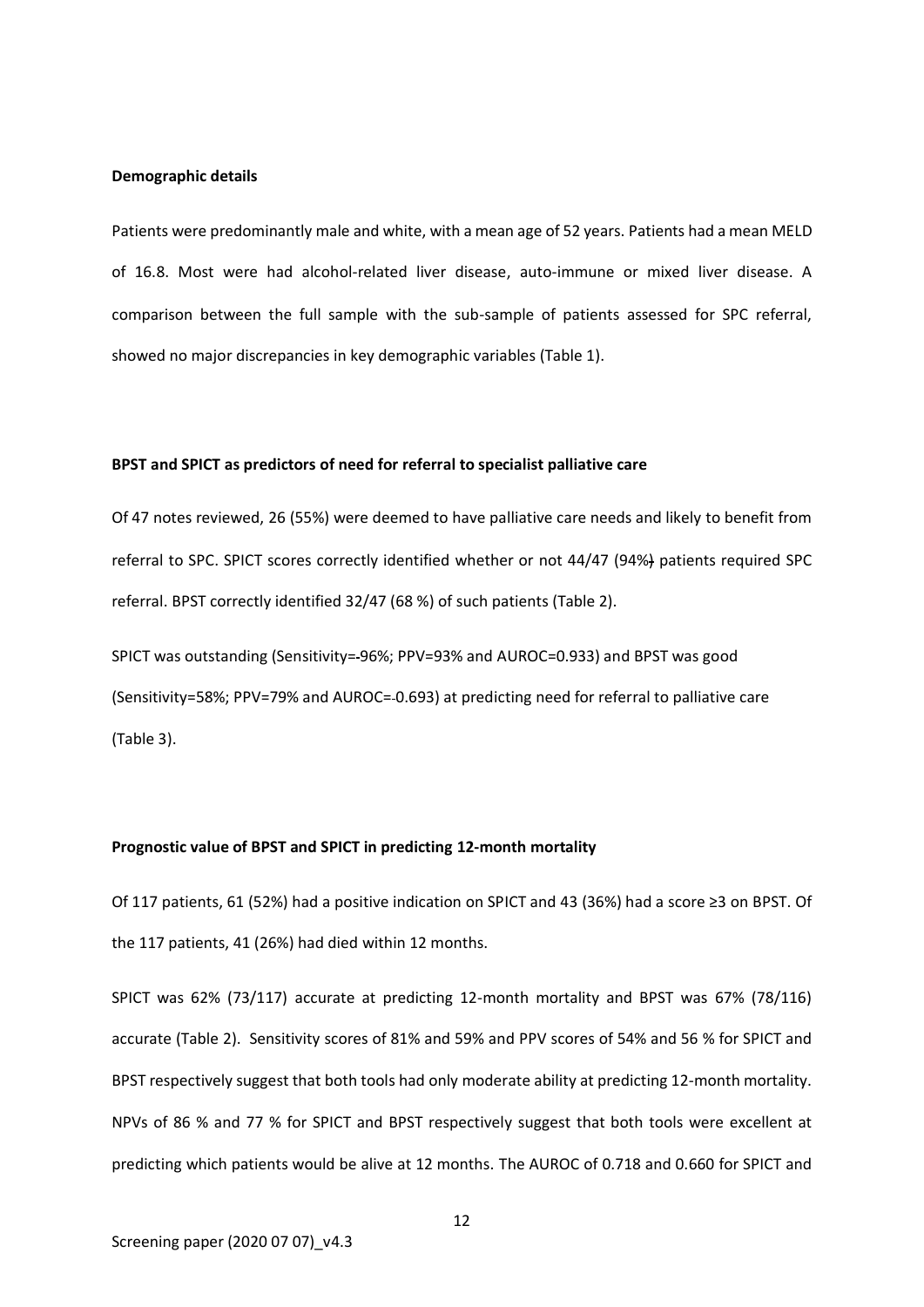**Demographic details**

Patients were predominantly male and white, with a mean age of 52 years. Patients had a mean MELD of 16.8. Most were had alcohol-related liver disease, auto-immune or mixed liver disease. A comparison between the full sample with the sub-sample of patients assessed for SPC referral, showed no major discrepancies in key demographic variables (Table 1).

**BPST and SPICT as predictors of need for referral to specialist palliative care**

Of 47 notes reviewed, 26 (55%) were deemed to have palliative care needs and likely to benefit from referral to SPC. SPICT scores correctly identified whether or not 44/47 (94%) patients required SPC referral. BPST correctly identified 32/47 (68 %) of such patients (Table 2).

SPICT was outstanding (Sensitivity=96%; PPV=93% and AUROC=0.933) and BPST was good (Sensitivity=58%; PPV=79% and AUROC=0.693) at predicting need for referral to palliative care (Table 3).

**Prognostic value of BPST and SPICT in predicting 12-month mortality**

Of 117 patients, 61 (52%) had a positive indication on SPICT and 43 (36%) had a score ≥3 on BPST. Of the 117 patients, 41 (26%) had died within 12 months.

SPICT was 62% (73/117) accurate at predicting 12-month mortality and BPST was 67% (78/116) accurate (Table 2). Sensitivity scores of 81% and 59% and PPV scores of 54% and 56 % for SPICT and BPST respectively suggest that both tools had only moderate ability at predicting 12-month mortality. NPVs of 86 % and 77 % for SPICT and BPST respectively suggest that both tools were excellent at predicting which patients would be alive at 12 months. The AUROC of 0.718 and 0.660 for SPICT and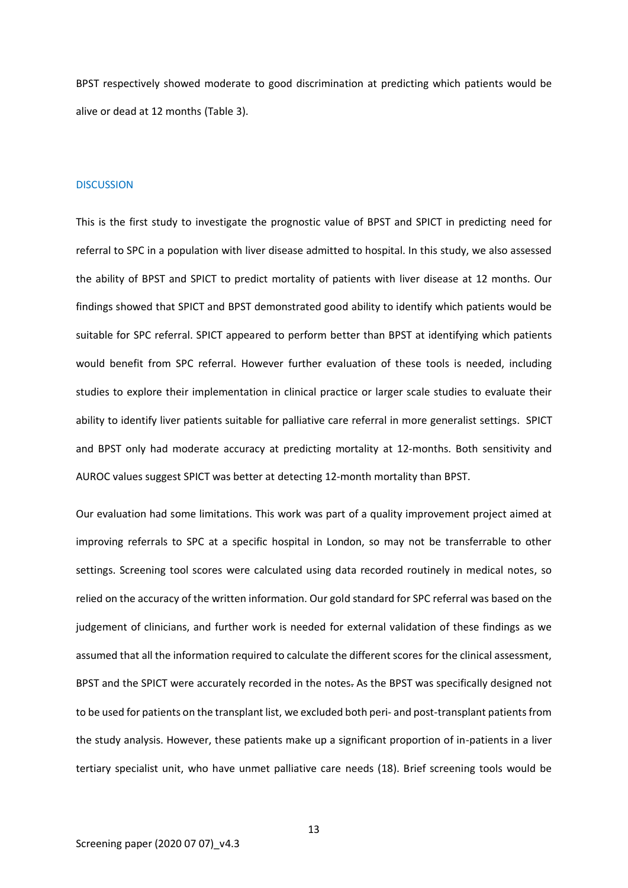BPST respectively showed moderate to good discrimination at predicting which patients would be alive or dead at 12 months (Table 3).

## DISCUSSION

This is the first study to investigate the prognostic value of BPST and SPICT in predicting need for referral to SPC in a population with liver disease admitted to hospital. In this study, we also assessed the ability of BPST and SPICT to predict mortality of patients with liver disease at 12 months. Our findings showed that SPICT and BPST demonstrated good ability to identify which patients would be suitable for SPC referral. SPICT appeared to perform better than BPST at identifying which patients would benefit from SPC referral. However further evaluation of these tools is needed, including studies to explore their implementation in clinical practice or larger scale studies to evaluate their ability to identify liver patients suitable for palliative care referral in more generalist settings. SPICT and BPST only had moderate accuracy at predicting mortality at 12-months. Both sensitivity and AUROC values suggest SPICT was better at detecting 12-month mortality than BPST.

Our evaluation had some limitations. This work was part of a quality improvement project aimed at improving referrals to SPC at a specific hospital in London, so may not be transferrable to other settings. Screening tool scores were calculated using data recorded routinely in medical notes, so relied on the accuracy of the written information. Our gold standard for SPC referral was based on the judgement of clinicians, and further work is needed for external validation of these findings as we assumed that all the information required to calculate the different scores for the clinical assessment, BPST and the SPICT were accurately recorded in the notes. As the BPST was specifically designed not to be used for patients on the transplant list, we excluded both peri- and post-transplant patients from the study analysis. However, these patients make up a significant proportion of in-patients in a liver tertiary specialist unit, who have unmet palliative care needs (18). Brief screening tools would be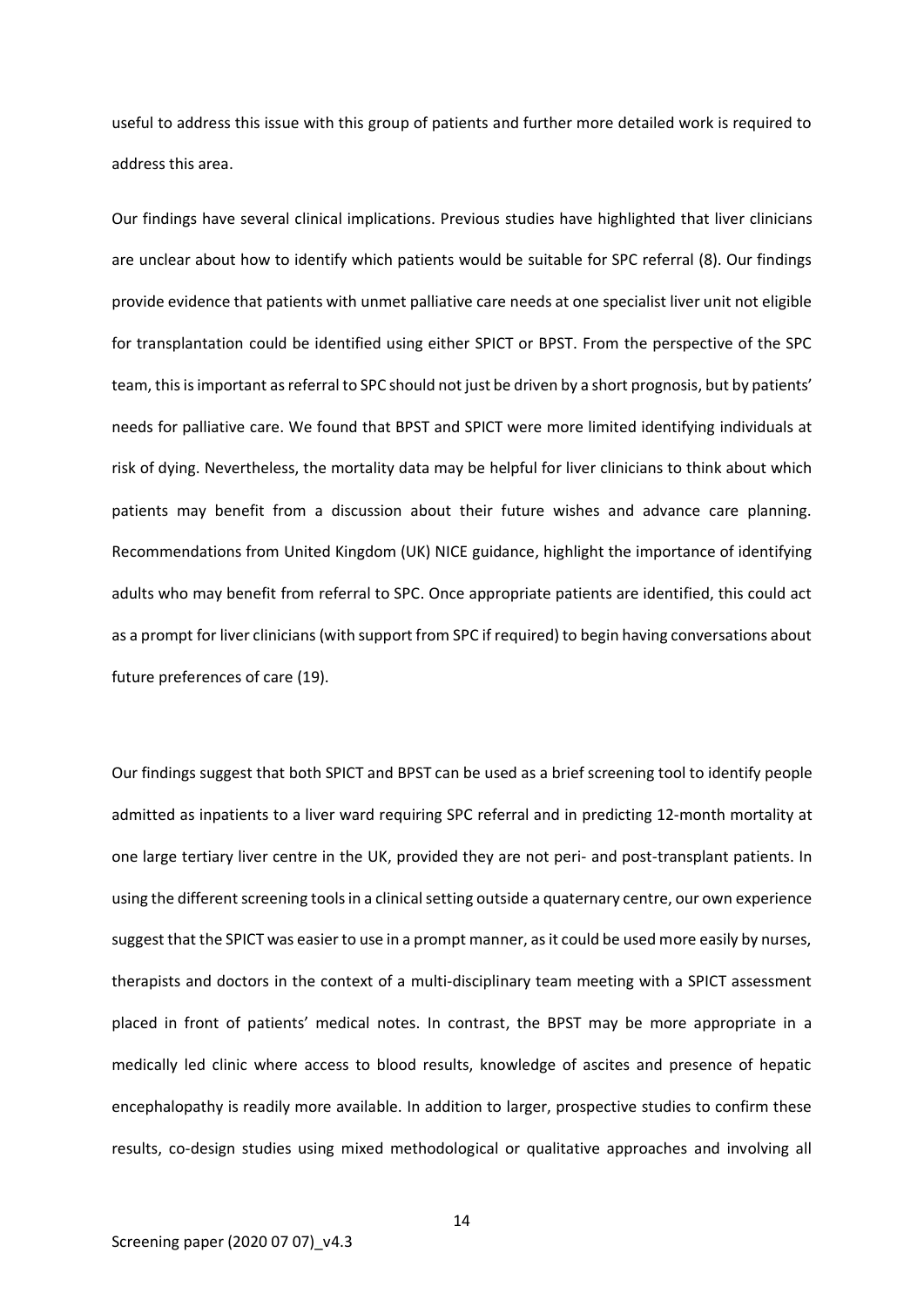useful to address this issue with this group of patients and further more detailed work is required to address this area.

Our findings have several clinical implications. Previous studies have highlighted that liver clinicians are unclear about how to identify which patients would be suitable for SPC referral (8). Our findings provide evidence that patients with unmet palliative care needs at one specialist liver unit not eligible for transplantation could be identified using either SPICT or BPST. From the perspective of the SPC team, this is important as referral to SPC should not just be driven by a short prognosis, but by patients' needs for palliative care. We found that BPST and SPICT were more limited identifying individuals at risk of dying. Nevertheless, the mortality data may be helpful for liver clinicians to think about which patients may benefit from a discussion about their future wishes and advance care planning. Recommendations from United Kingdom (UK) NICE guidance, highlight the importance of identifying adults who may benefit from referral to SPC. Once appropriate patients are identified, this could act as a prompt for liver clinicians (with support from SPC if required) to begin having conversations about future preferences of care (19).

Our findings suggest that both SPICT and BPST can be used as a brief screening tool to identify people admitted as inpatients to a liver ward requiring SPC referral and in predicting 12-month mortality at one large tertiary liver centre in the UK, provided they are not peri- and post-transplant patients. In using the different screening tools in a clinical setting outside a quaternary centre, our own experience suggest that the SPICT was easier to use in a prompt manner, as it could be used more easily by nurses, therapists and doctors in the context of a multi-disciplinary team meeting with a SPICT assessment placed in front of patients' medical notes. In contrast, the BPST may be more appropriate in a medically led clinic where access to blood results, knowledge of ascites and presence of hepatic encephalopathy is readily more available. In addition to larger, prospective studies to confirm these results, co-design studies using mixed methodological or qualitative approaches and involving all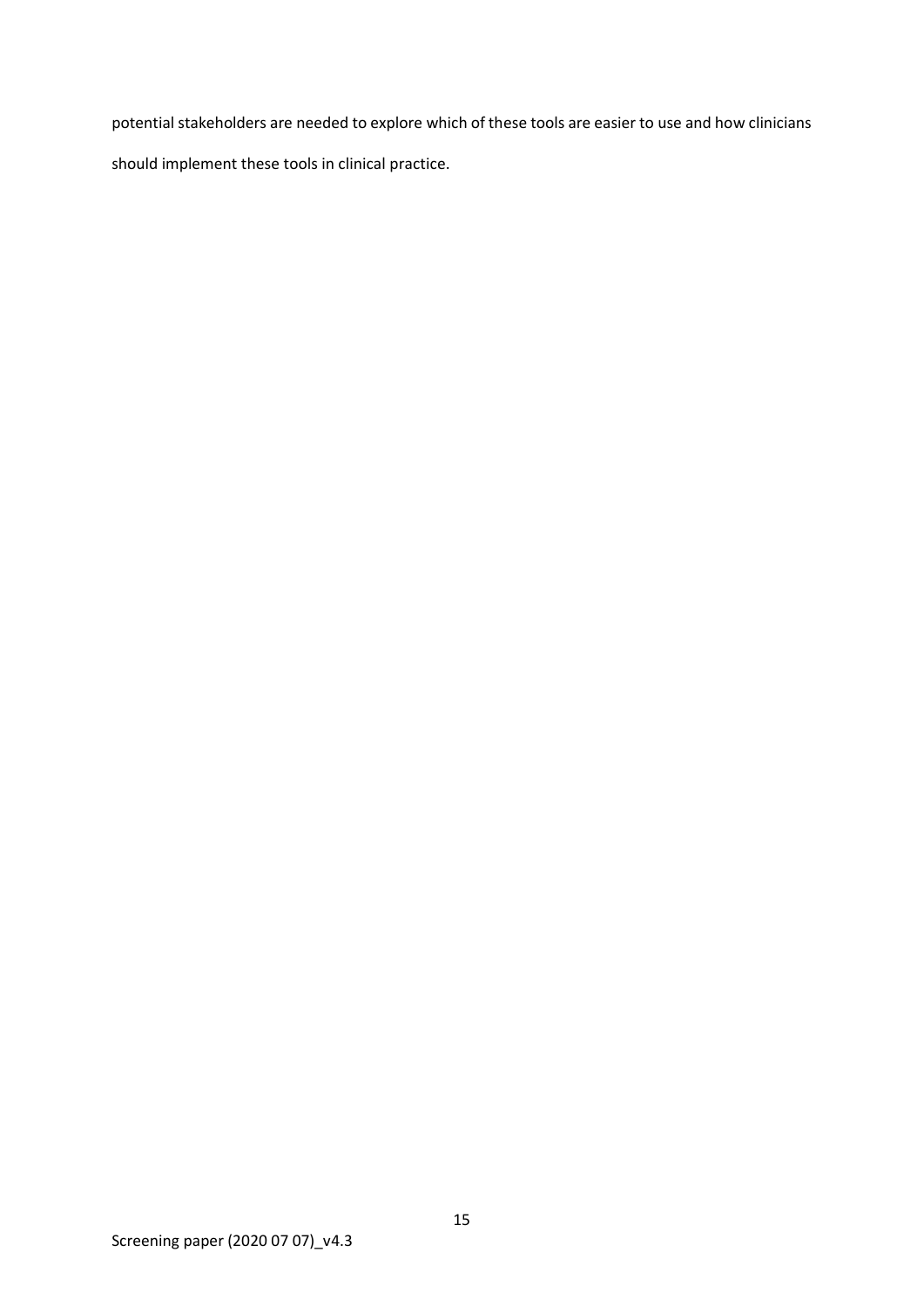potential stakeholders are needed to explore which of these tools are easier to use and how clinicians should implement these tools in clinical practice.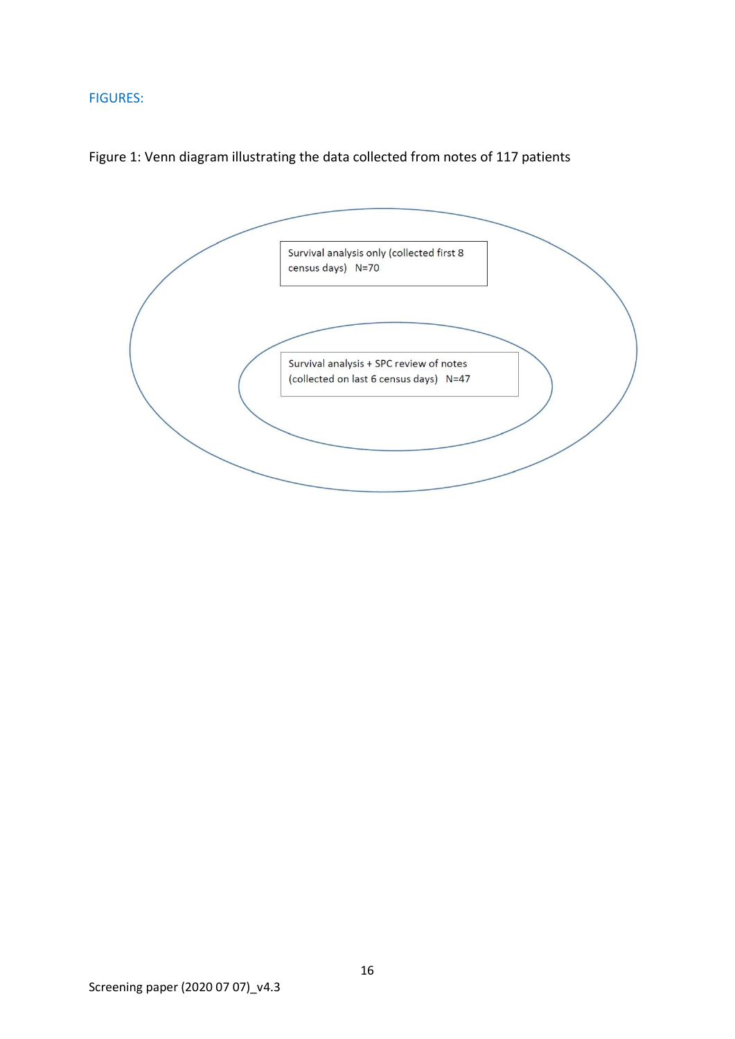## FIGURES:

Figure 1: Venn diagram illustrating the data collected from notes of 117 patients

Survival analysis only (collected first 8 census days) N=70

Survival analysis + SPC review of notes (collected on last 6 census days) N=47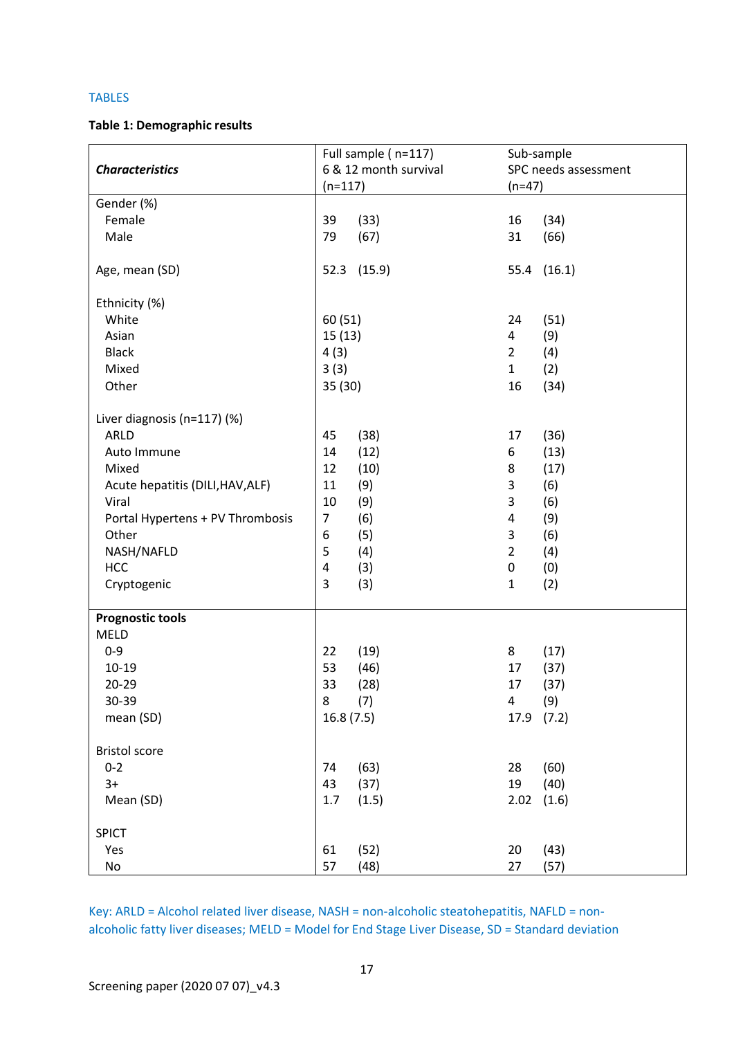## TABLES

**Table 1: Demographic results**

| ***Characteristics*** | Full sample ( n=117) 6 & 12 month survival (n=117) | Sub-sample SPC needs assessment (n=47) |
|---|---|---|
| Gender (%) | | |
| Female | 39 (33) | 16 (34) |
| Male | 79 (67) | 31 (66) |
| Age, mean (SD) | 52.3 (15.9) | 55.4 (16.1) |
| Ethnicity (%) | | |
| White | 60 (51) | 24 (51) |
| Asian | 15 (13) | 4 (9) |
| Black | 4 (3) | 2 (4) |
| Mixed | 3 (3) | 1 (2) |
| Other | 35 (30) | 16 (34) |
| Liver diagnosis (n=117) (%) | | |
| ARLD | 45 (38) | 17 (36) |
| Auto Immune | 14 (12) | 6 (13) |
| Mixed | 12 (10) | 8 (17) |
| Acute hepatitis (DILI,HAV,ALF) | 11 (9) | 3 (6) |
| Viral | 10 (9) | 3 (6) |
| Portal Hypertens + PV Thrombosis | 7 (6) | 4 (9) |
| Other | 6 (5) | 3 (6) |
| NASH/NAFLD | 5 (4) | 2 (4) |
| HCC | 4 (3) | 0 (0) |
| Cryptogenic | 3 (3) | 1 (2) |
| **Prognostic tools** | | |
| MELD | | |
| 0-9 | 22 (19) | 8 (17) |
| 10-19 | 53 (46) | 17 (37) |
| 20-29 | 33 (28) | 17 (37) |
| 30-39 | 8 (7) | 4 (9) |
| mean (SD) | 16.8 (7.5) | 17.9 (7.2) |
| Bristol score | | |
| 0-2 | 74 (63) | 28 (60) |
| 3+ | 43 (37) | 19 (40) |
| Mean (SD) | 1.7 (1.5) | 2.02 (1.6) |
| SPICT | | |
| Yes | 61 (52) | 20 (43) |
| No | 57 (48) | 27 (57) |

Key: ARLD = Alcohol related liver disease, NASH = non-alcoholic steatohepatitis, NAFLD = non-alcoholic fatty liver diseases; MELD = Model for End Stage Liver Disease, SD = Standard deviation

Screening paper (2020 07 07)_v4.3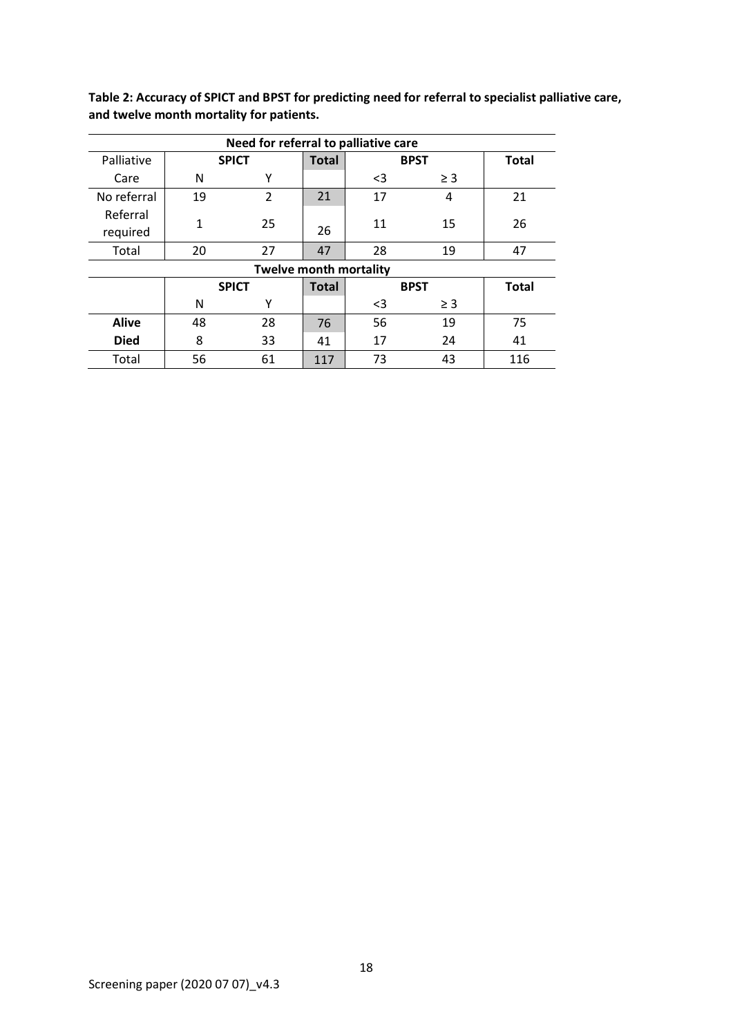**Table 2: Accuracy of SPICT and BPST for predicting need for referral to specialist palliative care, and twelve month mortality for patients.**

| Need for referral to palliative care | | | | | | |
|---|---|---|---|---|---|---|
| Palliative | SPICT | | **Total** | BPST | | **Total** |
| Care | N | Y | | <3 | ≥ 3 | |
| No referral | 19 | 2 | 21 | 17 | 4 | 21 |
| Referral required | 1 | 25 | 26 | 11 | 15 | 26 |
| Total | 20 | 27 | 47 | 28 | 19 | 47 |
| **Twelve month mortality** | | | | | | |
| | **SPICT** | | **Total** | **BPST** | | **Total** |
| | N | Y | | <3 | ≥ 3 | |
| **Alive** | 48 | 28 | 76 | 56 | 19 | 75 |
| **Died** | 8 | 33 | 41 | 17 | 24 | 41 |
| Total | 56 | 61 | 117 | 73 | 43 | 116 |

Screening paper (2020 07 07)_v4.3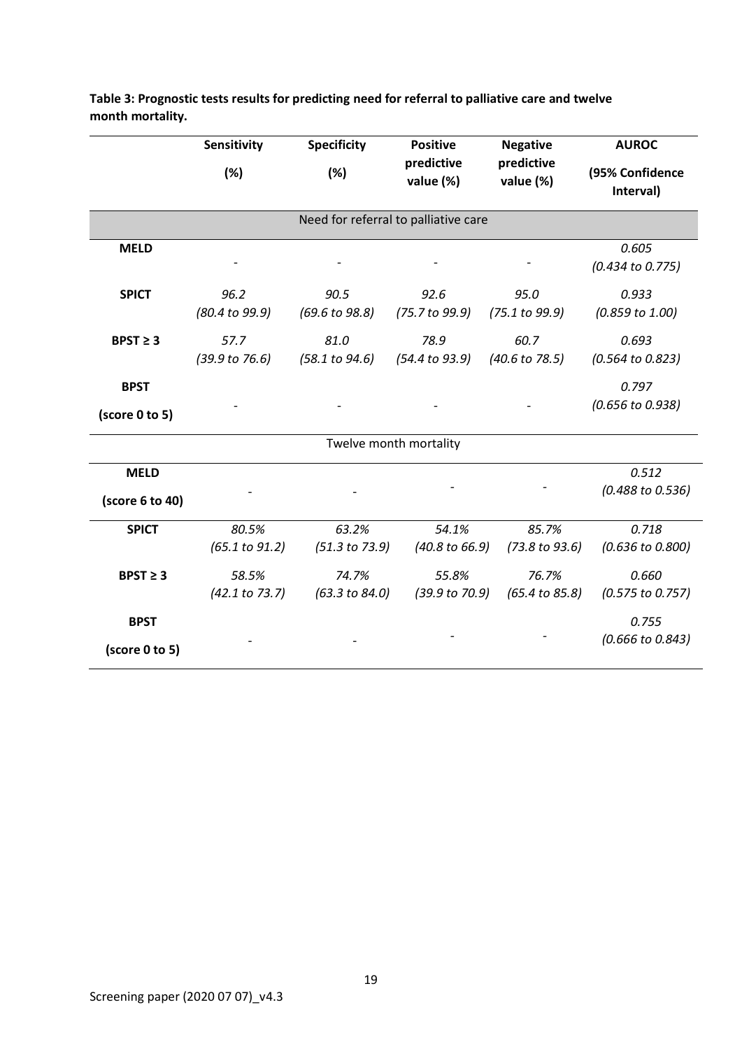**Table 3: Prognostic tests results for predicting need for referral to palliative care and twelve month mortality.**

| | Sensitivity (%) | Specificity (%) | Positive predictive value (%) | Negative predictive value (%) | AUROC (95% Confidence Interval) |
|---|---|---|---|---|---|
| **Need for referral to palliative care** | | | | | |
| **MELD** | - | - | - | - | *0.605 (0.434 to 0.775)* |
| **SPICT** | *96.2 (80.4 to 99.9)* | *90.5 (69.6 to 98.8)* | *92.6 (75.7 to 99.9)* | *95.0 (75.1 to 99.9)* | *0.933 (0.859 to 1.00)* |
| **BPST ≥ 3** | *57.7 (39.9 to 76.6)* | *81.0 (58.1 to 94.6)* | *78.9 (54.4 to 93.9)* | *60.7 (40.6 to 78.5)* | *0.693 (0.564 to 0.823)* |
| **BPST (score 0 to 5)** | - | - | - | - | *0.797 (0.656 to 0.938)* |
| **Twelve month mortality** | | | | | |
| **MELD (score 6 to 40)** | - | - | - | - | *0.512 (0.488 to 0.536)* |
| **SPICT** | *80.5% (65.1 to 91.2)* | *63.2% (51.3 to 73.9)* | *54.1% (40.8 to 66.9)* | *85.7% (73.8 to 93.6)* | *0.718 (0.636 to 0.800)* |
| **BPST ≥ 3** | *58.5% (42.1 to 73.7)* | *74.7% (63.3 to 84.0)* | *55.8% (39.9 to 70.9)* | *76.7% (65.4 to 85.8)* | *0.660 (0.575 to 0.757)* |
| **BPST (score 0 to 5)** | - | - | - | - | *0.755 (0.666 to 0.843)* |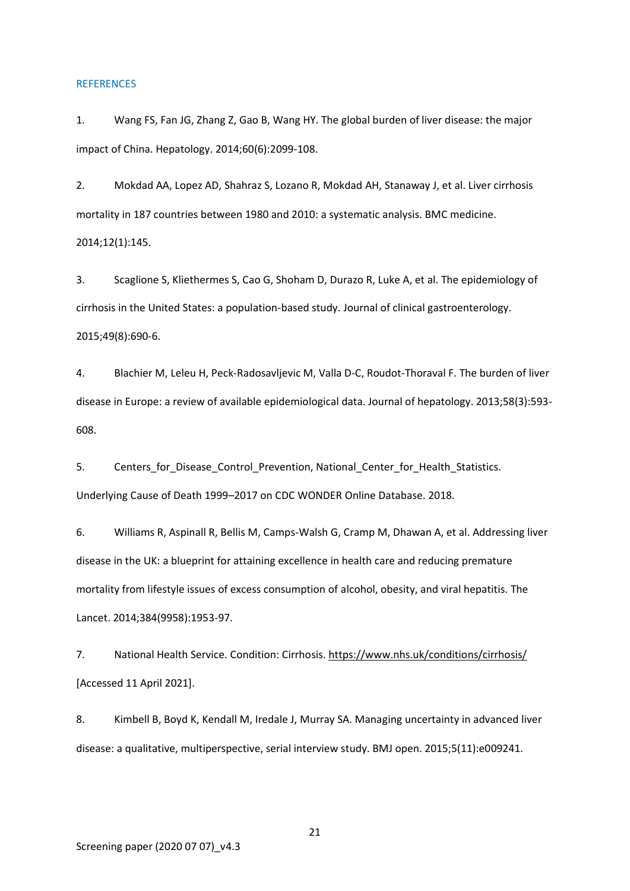## REFERENCES

1. Wang FS, Fan JG, Zhang Z, Gao B, Wang HY. The global burden of liver disease: the major impact of China. Hepatology. 2014;60(6):2099-108.

2. Mokdad AA, Lopez AD, Shahraz S, Lozano R, Mokdad AH, Stanaway J, et al. Liver cirrhosis mortality in 187 countries between 1980 and 2010: a systematic analysis. BMC medicine. 2014;12(1):145.

3. Scaglione S, Kliethermes S, Cao G, Shoham D, Durazo R, Luke A, et al. The epidemiology of cirrhosis in the United States: a population-based study. Journal of clinical gastroenterology. 2015;49(8):690-6.

4. Blachier M, Leleu H, Peck-Radosavljevic M, Valla D-C, Roudot-Thoraval F. The burden of liver disease in Europe: a review of available epidemiological data. Journal of hepatology. 2013;58(3):593-608.

5. Centers_for_Disease_Control_Prevention, National_Center_for_Health_Statistics. Underlying Cause of Death 1999–2017 on CDC WONDER Online Database. 2018.

6. Williams R, Aspinall R, Bellis M, Camps-Walsh G, Cramp M, Dhawan A, et al. Addressing liver disease in the UK: a blueprint for attaining excellence in health care and reducing premature mortality from lifestyle issues of excess consumption of alcohol, obesity, and viral hepatitis. The Lancet. 2014;384(9958):1953-97.

7. National Health Service. Condition: Cirrhosis. https://www.nhs.uk/conditions/cirrhosis/ [Accessed 11 April 2021].

8. Kimbell B, Boyd K, Kendall M, Iredale J, Murray SA. Managing uncertainty in advanced liver disease: a qualitative, multiperspective, serial interview study. BMJ open. 2015;5(11):e009241.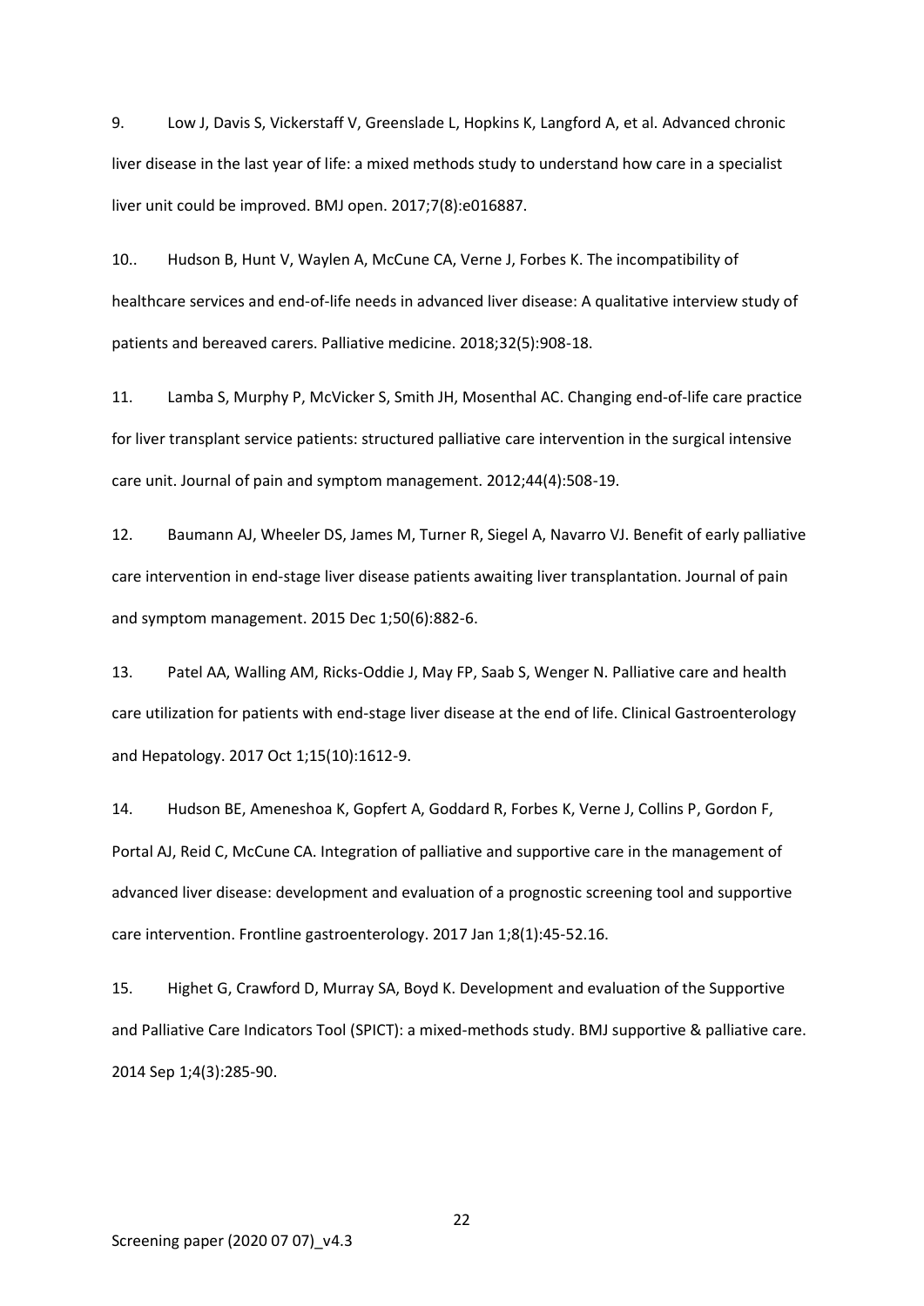9. Low J, Davis S, Vickerstaff V, Greenslade L, Hopkins K, Langford A, et al. Advanced chronic liver disease in the last year of life: a mixed methods study to understand how care in a specialist liver unit could be improved. BMJ open. 2017;7(8):e016887.

10.. Hudson B, Hunt V, Waylen A, McCune CA, Verne J, Forbes K. The incompatibility of healthcare services and end-of-life needs in advanced liver disease: A qualitative interview study of patients and bereaved carers. Palliative medicine. 2018;32(5):908-18.

11. Lamba S, Murphy P, McVicker S, Smith JH, Mosenthal AC. Changing end-of-life care practice for liver transplant service patients: structured palliative care intervention in the surgical intensive care unit. Journal of pain and symptom management. 2012;44(4):508-19.

12. Baumann AJ, Wheeler DS, James M, Turner R, Siegel A, Navarro VJ. Benefit of early palliative care intervention in end-stage liver disease patients awaiting liver transplantation. Journal of pain and symptom management. 2015 Dec 1;50(6):882-6.

13. Patel AA, Walling AM, Ricks-Oddie J, May FP, Saab S, Wenger N. Palliative care and health care utilization for patients with end-stage liver disease at the end of life. Clinical Gastroenterology and Hepatology. 2017 Oct 1;15(10):1612-9.

14. Hudson BE, Ameneshoa K, Gopfert A, Goddard R, Forbes K, Verne J, Collins P, Gordon F, Portal AJ, Reid C, McCune CA. Integration of palliative and supportive care in the management of advanced liver disease: development and evaluation of a prognostic screening tool and supportive care intervention. Frontline gastroenterology. 2017 Jan 1;8(1):45-52.16.

15. Highet G, Crawford D, Murray SA, Boyd K. Development and evaluation of the Supportive and Palliative Care Indicators Tool (SPICT): a mixed-methods study. BMJ supportive & palliative care. 2014 Sep 1;4(3):285-90.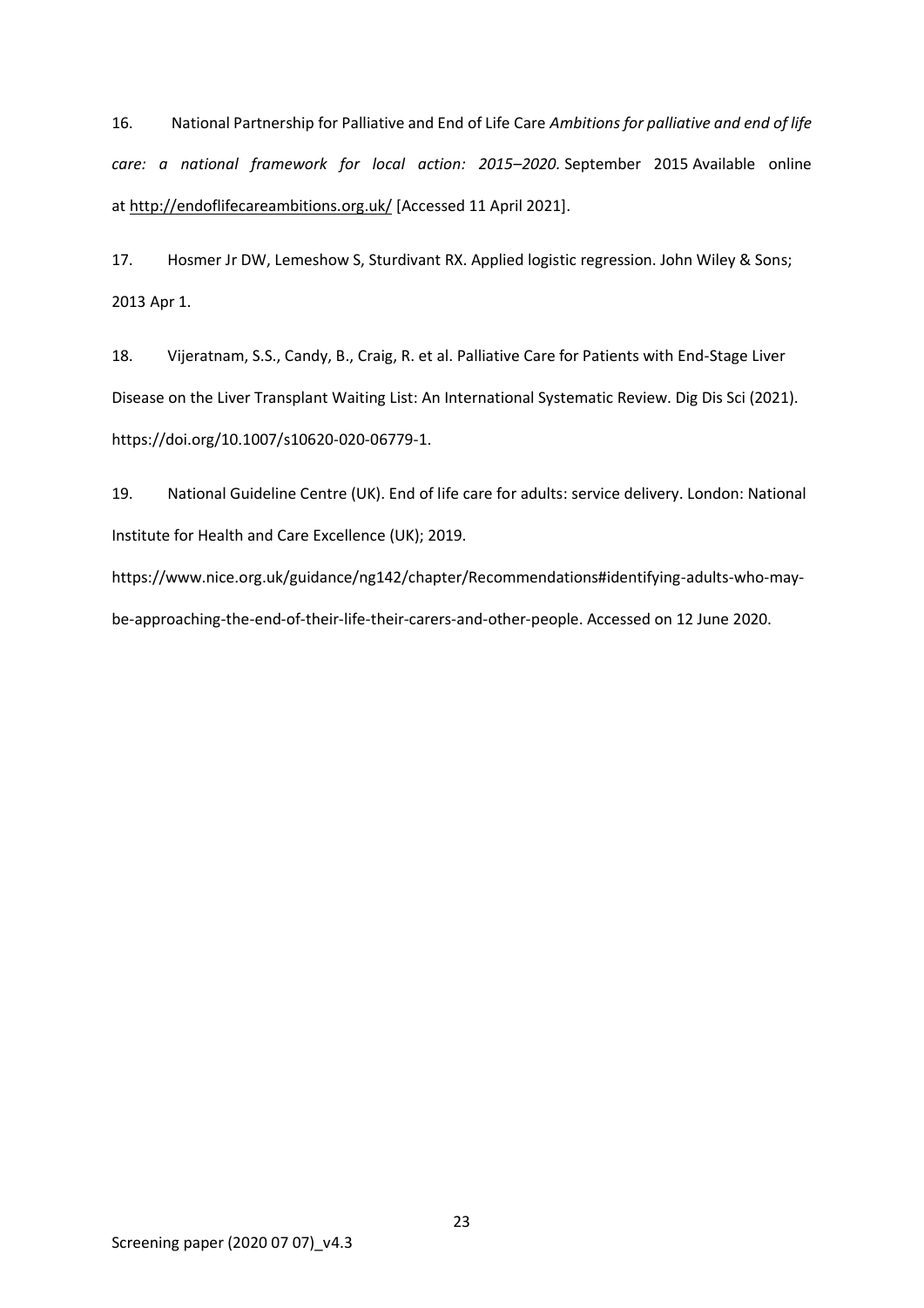16. National Partnership for Palliative and End of Life Care *Ambitions for palliative and end of life care: a national framework for local action: 2015–2020*. September 2015 Available online at http://endoflifecareambitions.org.uk/ [Accessed 11 April 2021].

17. Hosmer Jr DW, Lemeshow S, Sturdivant RX. Applied logistic regression. John Wiley & Sons; 2013 Apr 1.

18. Vijeratnam, S.S., Candy, B., Craig, R. et al. Palliative Care for Patients with End-Stage Liver Disease on the Liver Transplant Waiting List: An International Systematic Review. Dig Dis Sci (2021). https://doi.org/10.1007/s10620-020-06779-1.

19. National Guideline Centre (UK). End of life care for adults: service delivery. London: National Institute for Health and Care Excellence (UK); 2019. https://www.nice.org.uk/guidance/ng142/chapter/Recommendations#identifying-adults-who-may-be-approaching-the-end-of-their-life-their-carers-and-other-people. Accessed on 12 June 2020.